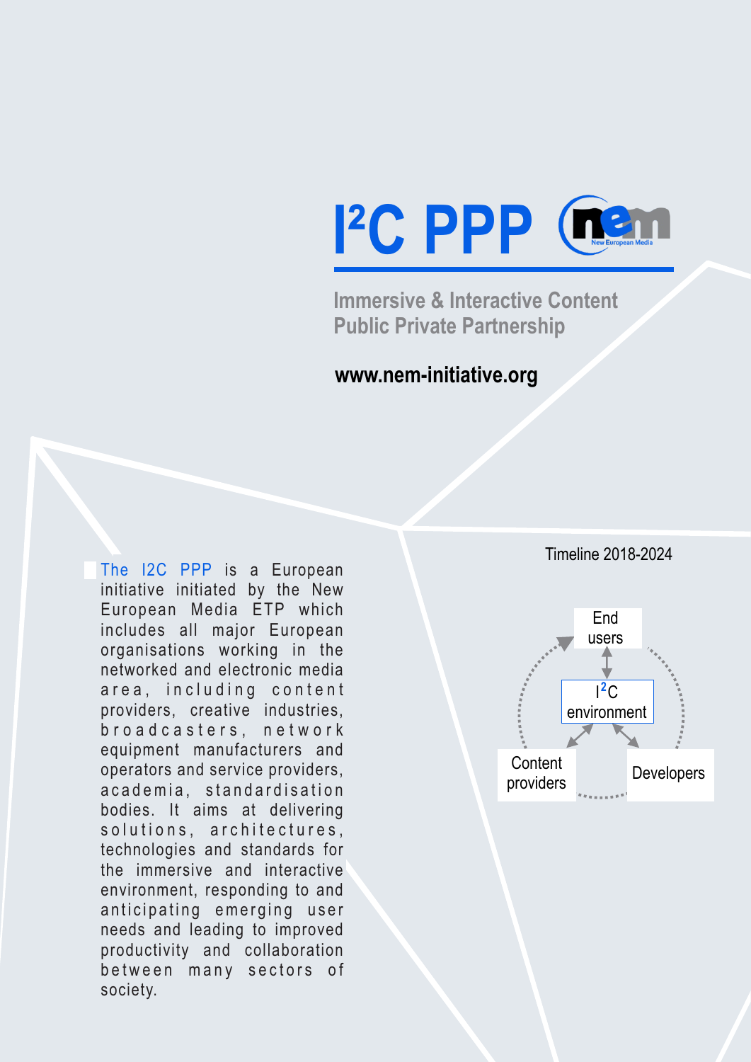# I²C PPP

## Immersive & Interactive Content Public Private Partnership

**www.nem-initiative.org**

The I2C PPP is a European initiative initiated by the New European Media ETP which includes all major European organisations working in the networked and electronic media area, including content providers, creative industries, broadcasters, network equipment manufacturers and operators and service providers, academia, standardisation bodies. It aims at delivering solutions, architectures, technologies and standards for the immersive and interactive environment, responding to and anticipating emerging user needs and leading to improved productivity and collaboration between many sectors of society.

Timeline 2018-2024

End users

I²C environment

Content providers

Developers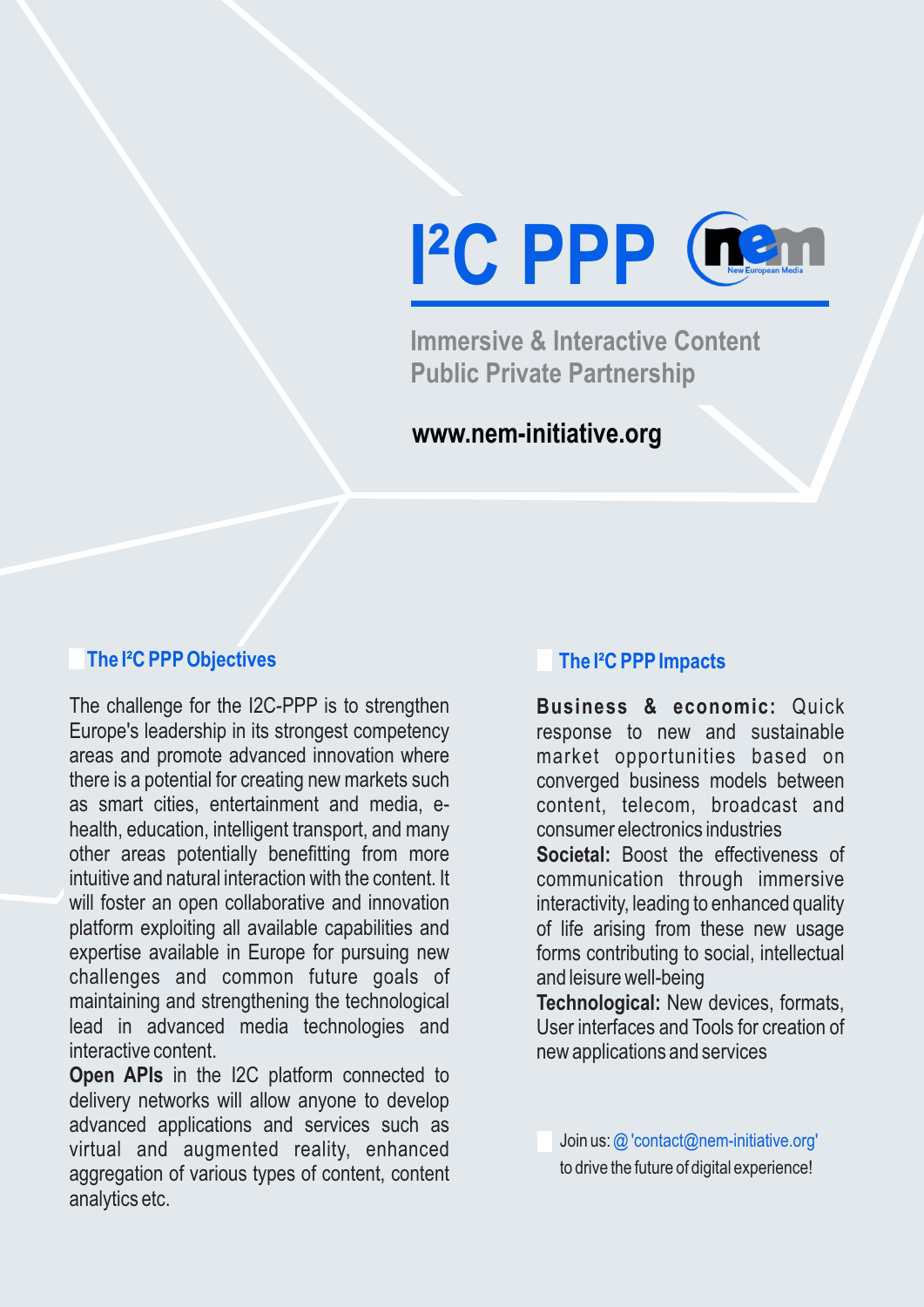# I²C PPP

## Immersive & Interactive Content Public Private Partnership

**www.nem-initiative.org**

### The I²C PPP Objectives

The challenge for the I2C-PPP is to strengthen Europe's leadership in its strongest competency areas and promote advanced innovation where there is a potential for creating new markets such as smart cities, entertainment and media, e-health, education, intelligent transport, and many other areas potentially benefitting from more intuitive and natural interaction with the content. It will foster an open collaborative and innovation platform exploiting all available capabilities and expertise available in Europe for pursuing new challenges and common future goals of maintaining and strengthening the technological lead in advanced media technologies and interactive content.

**Open APIs** in the I2C platform connected to delivery networks will allow anyone to develop advanced applications and services such as virtual and augmented reality, enhanced aggregation of various types of content, content analytics etc.

### The I²C PPP Impacts

**Business & economic:** Quick response to new and sustainable market opportunities based on converged business models between content, telecom, broadcast and consumer electronics industries

**Societal:** Boost the effectiveness of communication through immersive interactivity, leading to enhanced quality of life arising from these new usage forms contributing to social, intellectual and leisure well-being

**Technological:** New devices, formats, User interfaces and Tools for creation of new applications and services

Join us: @ 'contact@nem-initiative.org' to drive the future of digital experience!